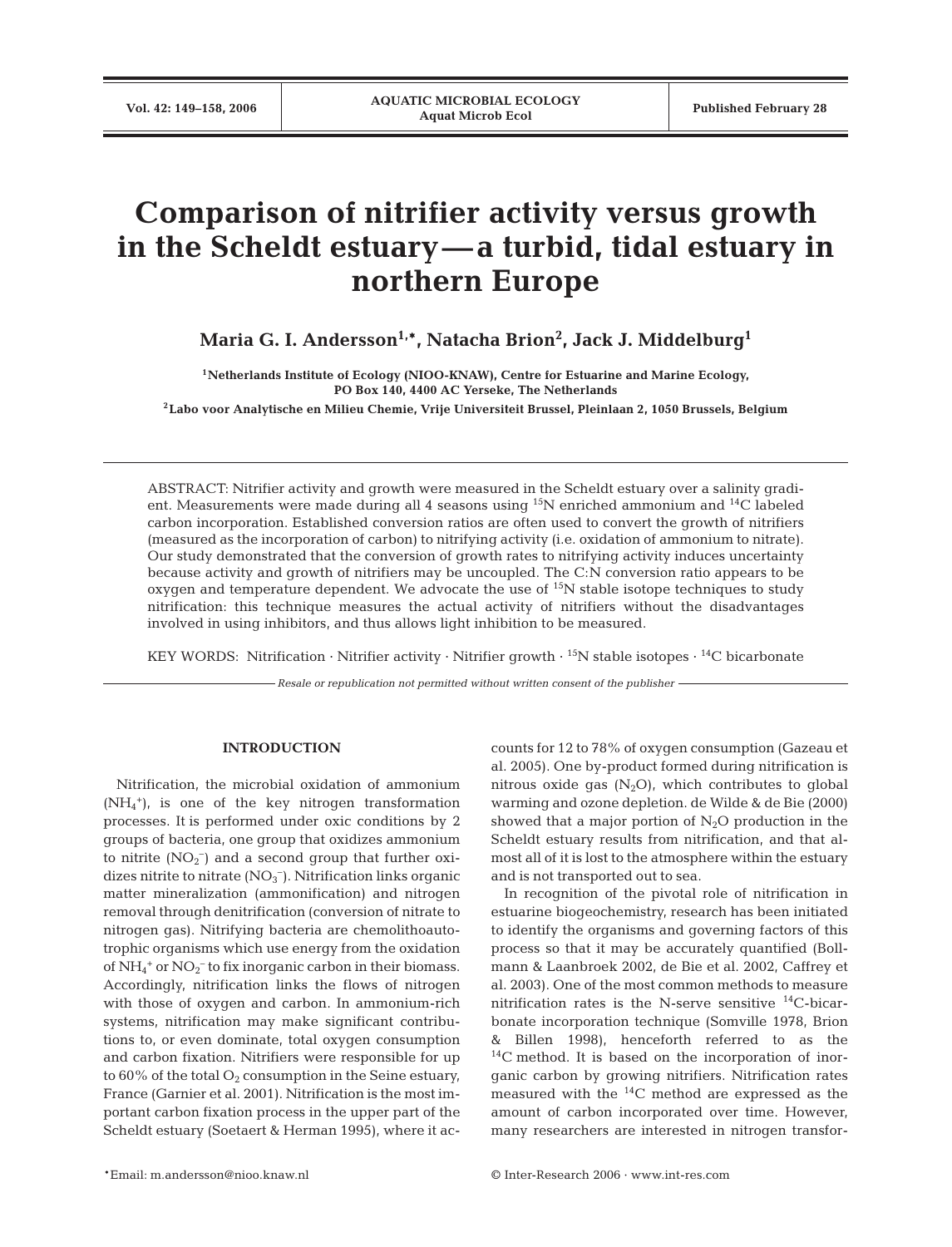# Comparison of nitrifier activity versus growth in the Scheldt estuary — a turbid, tidal estuary in northern Europe

**Maria G. I. Andersson[1,*], Natacha Brion[2], Jack J. Middelburg[1]**

[1]Netherlands Institute of Ecology (NIOO-KNAW), Centre for Estuarine and Marine Ecology, PO Box 140, 4400 AC Yerseke, The Netherlands

[2]Labo voor Analytische en Milieu Chemie, Vrije Universiteit Brussel, Pleinlaan 2, 1050 Brussels, Belgium

ABSTRACT: Nitrifier activity and growth were measured in the Scheldt estuary over a salinity gradient. Measurements were made during all 4 seasons using $^{15}N$ enriched ammonium and $^{14}C$ labeled carbon incorporation. Established conversion ratios are often used to convert the growth of nitrifiers (measured as the incorporation of carbon) to nitrifying activity (i.e. oxidation of ammonium to nitrate). Our study demonstrated that the conversion of growth rates to nitrifying activity induces uncertainty because activity and growth of nitrifiers may be uncoupled. The C:N conversion ratio appears to be oxygen and temperature dependent. We advocate the use of $^{15}N$ stable isotope techniques to study nitrification: this technique measures the actual activity of nitrifiers without the disadvantages involved in using inhibitors, and thus allows light inhibition to be measured.

KEY WORDS: Nitrification · Nitrifier activity · Nitrifier growth · $^{15}N$ stable isotopes · $^{14}C$ bicarbonate

*Resale or republication not permitted without written consent of the publisher*

## INTRODUCTION

Nitrification, the microbial oxidation of ammonium ($NH_4^+$), is one of the key nitrogen transformation processes. It is performed under oxic conditions by 2 groups of bacteria, one group that oxidizes ammonium to nitrite ($NO_2^-$) and a second group that further oxidizes nitrite to nitrate ($NO_3^-$). Nitrification links organic matter mineralization (ammonification) and nitrogen removal through denitrification (conversion of nitrate to nitrogen gas). Nitrifying bacteria are chemolithoautotrophic organisms which use energy from the oxidation of $NH_4^+$ or $NO_2^-$ to fix inorganic carbon in their biomass. Accordingly, nitrification links the flows of nitrogen with those of oxygen and carbon. In ammonium-rich systems, nitrification may make significant contributions to, or even dominate, total oxygen consumption and carbon fixation. Nitrifiers were responsible for up to 60% of the total $O_2$ consumption in the Seine estuary, France (Garnier et al. 2001). Nitrification is the most important carbon fixation process in the upper part of the Scheldt estuary (Soetaert & Herman 1995), where it accounts for 12 to 78% of oxygen consumption (Gazeau et al. 2005). One by-product formed during nitrification is nitrous oxide gas ($N_2O$), which contributes to global warming and ozone depletion. de Wilde & de Bie (2000) showed that a major portion of $N_2O$ production in the Scheldt estuary results from nitrification, and that almost all of it is lost to the atmosphere within the estuary and is not transported out to sea.

In recognition of the pivotal role of nitrification in estuarine biogeochemistry, research has been initiated to identify the organisms and governing factors of this process so that it may be accurately quantified (Bollmann & Laanbroek 2002, de Bie et al. 2002, Caffrey et al. 2003). One of the most common methods to measure nitrification rates is the N-serve sensitive $^{14}C$-bicarbonate incorporation technique (Somville 1978, Brion & Billen 1998), henceforth referred to as the $^{14}C$ method. It is based on the incorporation of inorganic carbon by growing nitrifiers. Nitrification rates measured with the $^{14}C$ method are expressed as the amount of carbon incorporated over time. However, many researchers are interested in nitrogen transfor-

*Email: m.andersson@nioo.knaw.nl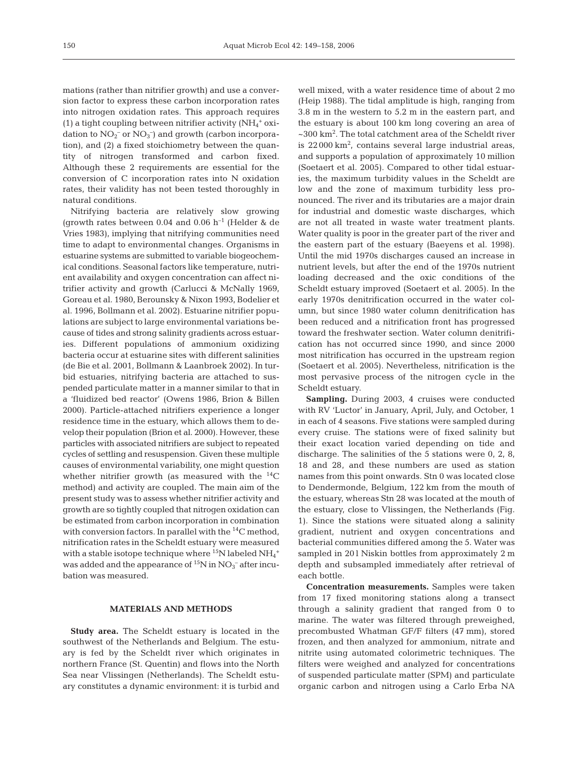mations (rather than nitrifier growth) and use a conversion factor to express these carbon incorporation rates into nitrogen oxidation rates. This approach requires (1) a tight coupling between nitrifier activity ($NH_4^+$ oxidation to $NO_2^-$ or $NO_3^-$) and growth (carbon incorporation), and (2) a fixed stoichiometry between the quantity of nitrogen transformed and carbon fixed. Although these 2 requirements are essential for the conversion of C incorporation rates into N oxidation rates, their validity has not been tested thoroughly in natural conditions.

Nitrifying bacteria are relatively slow growing (growth rates between 0.04 and 0.06 $h^{-1}$ (Helder & de Vries 1983), implying that nitrifying communities need time to adapt to environmental changes. Organisms in estuarine systems are submitted to variable biogeochemical conditions. Seasonal factors like temperature, nutrient availability and oxygen concentration can affect nitrifier activity and growth (Carlucci & McNally 1969, Goreau et al. 1980, Berounsky & Nixon 1993, Bodelier et al. 1996, Bollmann et al. 2002). Estuarine nitrifier populations are subject to large environmental variations because of tides and strong salinity gradients across estuaries. Different populations of ammonium oxidizing bacteria occur at estuarine sites with different salinities (de Bie et al. 2001, Bollmann & Laanbroek 2002). In turbid estuaries, nitrifying bacteria are attached to suspended particulate matter in a manner similar to that in a 'fluidized bed reactor' (Owens 1986, Brion & Billen 2000). Particle-attached nitrifiers experience a longer residence time in the estuary, which allows them to develop their population (Brion et al. 2000). However, these particles with associated nitrifiers are subject to repeated cycles of settling and resuspension. Given these multiple causes of environmental variability, one might question whether nitrifier growth (as measured with the $^{14}C$ method) and activity are coupled. The main aim of the present study was to assess whether nitrifier activity and growth are so tightly coupled that nitrogen oxidation can be estimated from carbon incorporation in combination with conversion factors. In parallel with the $^{14}C$ method, nitrification rates in the Scheldt estuary were measured with a stable isotope technique where $^{15}N$ labeled $NH_4^+$ was added and the appearance of $^{15}N$ in $NO_3^-$ after incubation was measured.

## MATERIALS AND METHODS

**Study area.** The Scheldt estuary is located in the southwest of the Netherlands and Belgium. The estuary is fed by the Scheldt river which originates in northern France (St. Quentin) and flows into the North Sea near Vlissingen (Netherlands). The Scheldt estuary constitutes a dynamic environment: it is turbid and well mixed, with a water residence time of about 2 mo (Heip 1988). The tidal amplitude is high, ranging from 3.8 m in the western to 5.2 m in the eastern part, and the estuary is about 100 km long covering an area of ~300 $km^2$. The total catchment area of the Scheldt river is 22 000 $km^2$, contains several large industrial areas, and supports a population of approximately 10 million (Soetaert et al. 2005). Compared to other tidal estuaries, the maximum turbidity values in the Scheldt are low and the zone of maximum turbidity less pronounced. The river and its tributaries are a major drain for industrial and domestic waste discharges, which are not all treated in waste water treatment plants. Water quality is poor in the greater part of the river and the eastern part of the estuary (Baeyens et al. 1998). Until the mid 1970s discharges caused an increase in nutrient levels, but after the end of the 1970s nutrient loading decreased and the oxic conditions of the Scheldt estuary improved (Soetaert et al. 2005). In the early 1970s denitrification occurred in the water column, but since 1980 water column denitrification has been reduced and a nitrification front has progressed toward the freshwater section. Water column denitrification has not occurred since 1990, and since 2000 most nitrification has occurred in the upstream region (Soetaert et al. 2005). Nevertheless, nitrification is the most pervasive process of the nitrogen cycle in the Scheldt estuary.

**Sampling.** During 2003, 4 cruises were conducted with RV 'Luctor' in January, April, July, and October, 1 in each of 4 seasons. Five stations were sampled during every cruise. The stations were of fixed salinity but their exact location varied depending on tide and discharge. The salinities of the 5 stations were 0, 2, 8, 18 and 28, and these numbers are used as station names from this point onwards. Stn 0 was located close to Dendermonde, Belgium, 122 km from the mouth of the estuary, whereas Stn 28 was located at the mouth of the estuary, close to Vlissingen, the Netherlands (Fig. 1). Since the stations were situated along a salinity gradient, nutrient and oxygen concentrations and bacterial communities differed among the 5. Water was sampled in 20 l Niskin bottles from approximately 2 m depth and subsampled immediately after retrieval of each bottle.

**Concentration measurements.** Samples were taken from 17 fixed monitoring stations along a transect through a salinity gradient that ranged from 0 to marine. The water was filtered through preweighed, precombusted Whatman GF/F filters (47 mm), stored frozen, and then analyzed for ammonium, nitrate and nitrite using automated colorimetric techniques. The filters were weighed and analyzed for concentrations of suspended particulate matter (SPM) and particulate organic carbon and nitrogen using a Carlo Erba NA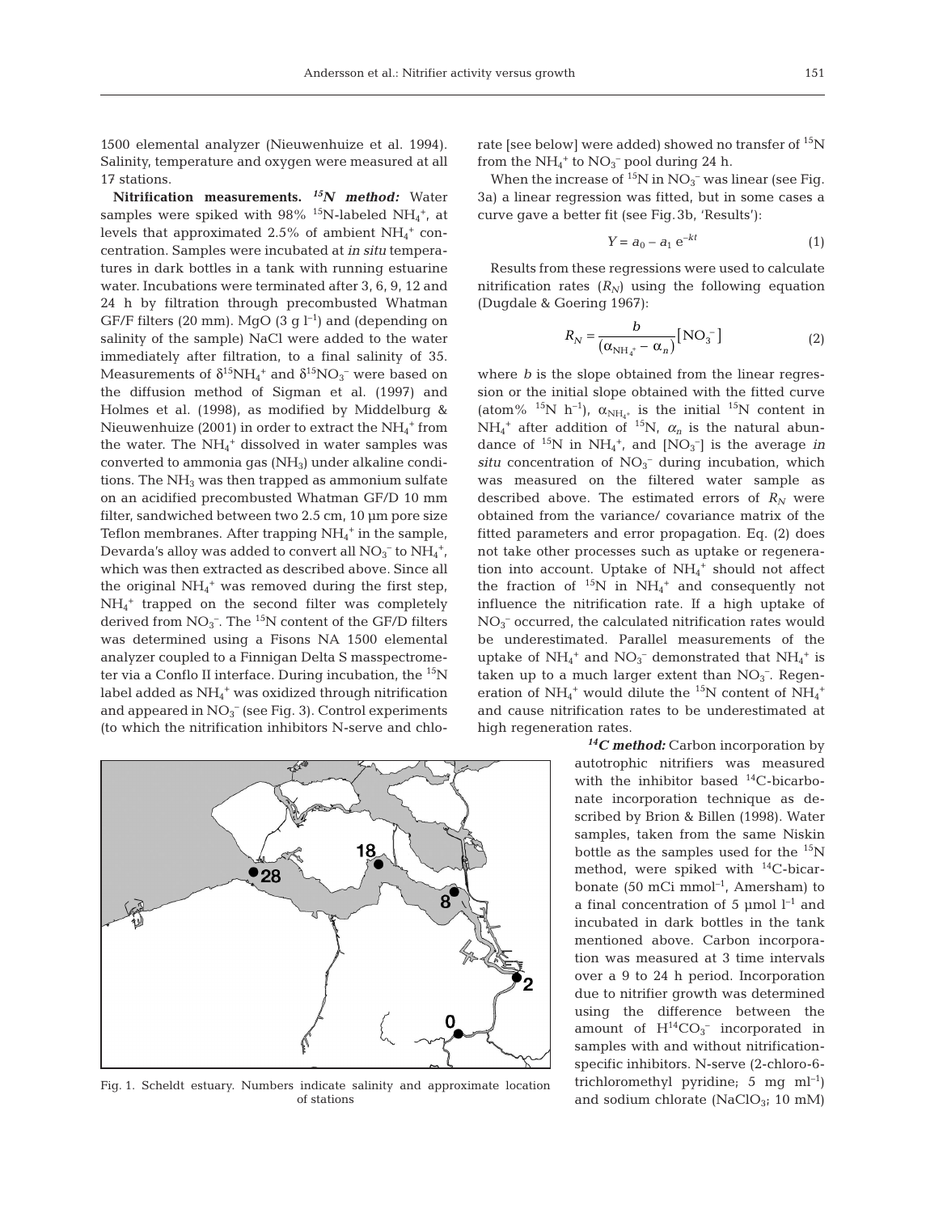1500 elemental analyzer (Nieuwenhuize et al. 1994). Salinity, temperature and oxygen were measured at all 17 stations.

**Nitrification measurements.** ***$^{15}$N method:*** Water samples were spiked with 98% $^{15}$N-labeled $NH_4^+$, at levels that approximated 2.5% of ambient $NH_4^+$ concentration. Samples were incubated at *in situ* temperatures in dark bottles in a tank with running estuarine water. Incubations were terminated after 3, 6, 9, 12 and 24 h by filtration through precombusted Whatman GF/F filters (20 mm). MgO (3 g $l^{-1}$) and (depending on salinity of the sample) NaCl were added to the water immediately after filtration, to a final salinity of 35. Measurements of $\delta^{15}NH_4^+$ and $\delta^{15}NO_3^-$ were based on the diffusion method of Sigman et al. (1997) and Holmes et al. (1998), as modified by Middelburg & Nieuwenhuize (2001) in order to extract the $NH_4^+$ from the water. The $NH_4^+$ dissolved in water samples was converted to ammonia gas ($NH_3$) under alkaline conditions. The $NH_3$ was then trapped as ammonium sulfate on an acidified precombusted Whatman GF/D 10 mm filter, sandwiched between two 2.5 cm, 10 µm pore size Teflon membranes. After trapping $NH_4^+$ in the sample, Devarda's alloy was added to convert all $NO_3^-$ to $NH_4^+$, which was then extracted as described above. Since all the original $NH_4^+$ was removed during the first step, $NH_4^+$ trapped on the second filter was completely derived from $NO_3^-$. The $^{15}$N content of the GF/D filters was determined using a Fisons NA 1500 elemental analyzer coupled to a Finnigan Delta S masspectrometer via a Conflo II interface. During incubation, the $^{15}$N label added as $NH_4^+$ was oxidized through nitrification and appeared in $NO_3^-$ (see Fig. 3). Control experiments (to which the nitrification inhibitors N-serve and chlorate [see below] were added) showed no transfer of $^{15}$N from the $NH_4^+$ to $NO_3^-$ pool during 24 h.

When the increase of $^{15}$N in $NO_3^-$ was linear (see Fig. 3a) a linear regression was fitted, but in some cases a curve gave a better fit (see Fig. 3b, 'Results'):

$$Y = a_0 - a_1\, e^{-kt} \tag{1}$$

Results from these regressions were used to calculate nitrification rates ($R_N$) using the following equation (Dugdale & Goering 1967):

$$R_N = \frac{b}{(\alpha_{NH_4^+} - \alpha_n)}[NO_3^-] \tag{2}$$

where $b$ is the slope obtained from the linear regression or the initial slope obtained with the fitted curve (atom% $^{15}$N h$^{-1}$), $\alpha_{NH_4^+}$ is the initial $^{15}$N content in $NH_4^+$ after addition of $^{15}$N, $\alpha_n$ is the natural abundance of $^{15}$N in $NH_4^+$, and $[NO_3^-]$ is the average *in situ* concentration of $NO_3^-$ during incubation, which was measured on the filtered water sample as described above. The estimated errors of $R_N$ were obtained from the variance/ covariance matrix of the fitted parameters and error propagation. Eq. (2) does not take other processes such as uptake or regeneration into account. Uptake of $NH_4^+$ should not affect the fraction of $^{15}$N in $NH_4^+$ and consequently not influence the nitrification rate. If a high uptake of $NO_3^-$ occurred, the calculated nitrification rates would be underestimated. Parallel measurements of the uptake of $NH_4^+$ and $NO_3^-$ demonstrated that $NH_4^+$ is taken up to a much larger extent than $NO_3^-$. Regeneration of $NH_4^+$ would dilute the $^{15}$N content of $NH_4^+$ and cause nitrification rates to be underestimated at high regeneration rates.

***$^{14}$C method:*** Carbon incorporation by autotrophic nitrifiers was measured with the inhibitor based $^{14}$C-bicarbonate incorporation technique as described by Brion & Billen (1998). Water samples, taken from the same Niskin bottle as the samples used for the $^{15}$N method, were spiked with $^{14}$C-bicarbonate (50 mCi mmol$^{-1}$, Amersham) to a final concentration of 5 µmol $l^{-1}$ and incubated in dark bottles in the tank mentioned above. Carbon incorporation was measured at 3 time intervals over a 9 to 24 h period. Incorporation due to nitrifier growth was determined using the difference between the amount of $H^{14}CO_3^-$ incorporated in samples with and without nitrification-specific inhibitors. N-serve (2-chloro-6-trichloromethyl pyridine; 5 mg ml$^{-1}$) and sodium chlorate ($NaClO_3$; 10 mM)

Fig. 1. Scheldt estuary. Numbers indicate salinity and approximate location of stations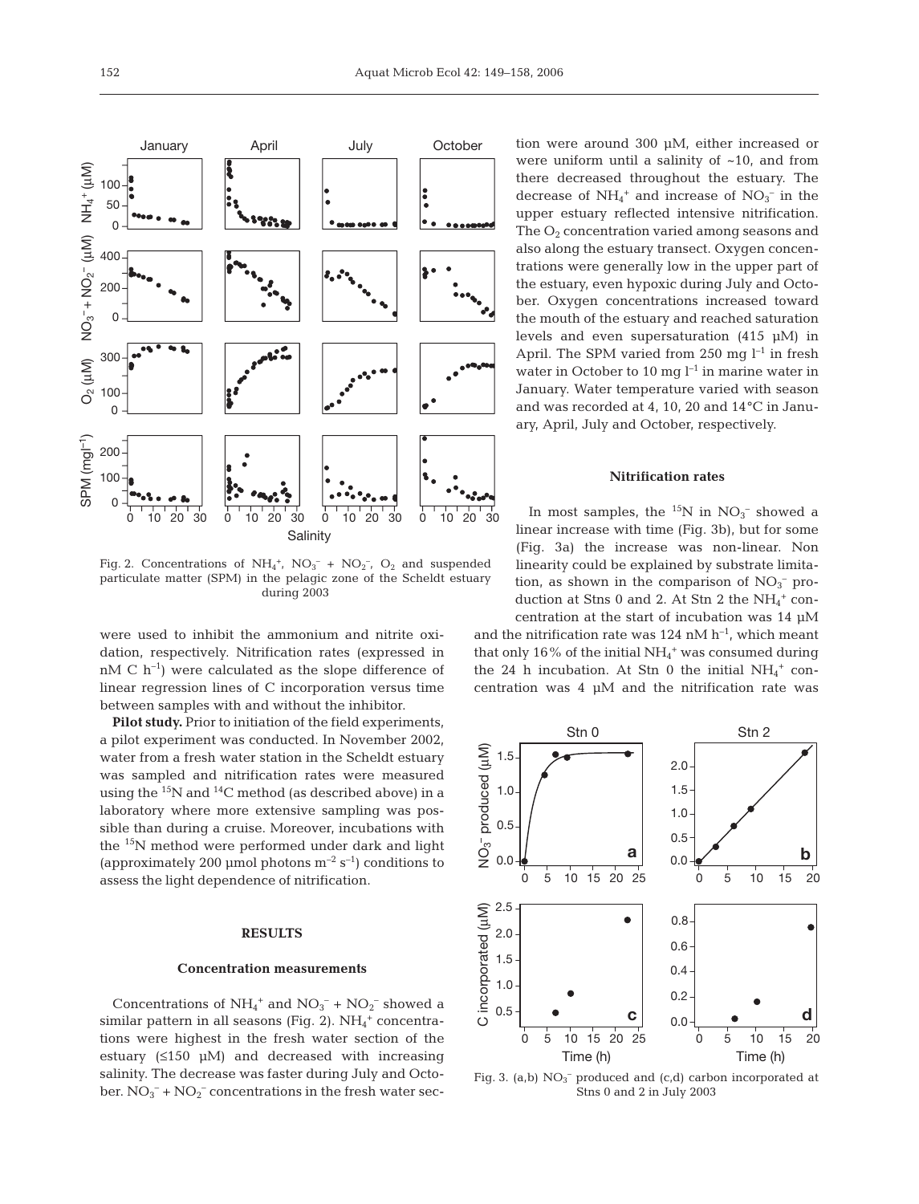Fig. 2. Concentrations of $NH_4^+$, $NO_3^-$ + $NO_2^-$, $O_2$ and suspended particulate matter (SPM) in the pelagic zone of the Scheldt estuary during 2003

were used to inhibit the ammonium and nitrite oxidation, respectively. Nitrification rates (expressed in nM C $h^{-1}$) were calculated as the slope difference of linear regression lines of C incorporation versus time between samples with and without the inhibitor.

**Pilot study.** Prior to initiation of the field experiments, a pilot experiment was conducted. In November 2002, water from a fresh water station in the Scheldt estuary was sampled and nitrification rates were measured using the $^{15}N$ and $^{14}C$ method (as described above) in a laboratory where more extensive sampling was possible than during a cruise. Moreover, incubations with the $^{15}N$ method were performed under dark and light (approximately 200 µmol photons $m^{-2}$ $s^{-1}$) conditions to assess the light dependence of nitrification.

## RESULTS

### Concentration measurements

Concentrations of $NH_4^+$ and $NO_3^-$ + $NO_2^-$ showed a similar pattern in all seasons (Fig. 2). $NH_4^+$ concentrations were highest in the fresh water section of the estuary (≤150 µM) and decreased with increasing salinity. The decrease was faster during July and October. $NO_3^-$ + $NO_2^-$ concentrations in the fresh water section were around 300 µM, either increased or were uniform until a salinity of ~10, and from there decreased throughout the estuary. The decrease of $NH_4^+$ and increase of $NO_3^-$ in the upper estuary reflected intensive nitrification. The $O_2$ concentration varied among seasons and also along the estuary transect. Oxygen concentrations were generally low in the upper part of the estuary, even hypoxic during July and October. Oxygen concentrations increased toward the mouth of the estuary and reached saturation levels and even supersaturation (415 µM) in April. The SPM varied from 250 mg $l^{-1}$ in fresh water in October to 10 mg $l^{-1}$ in marine water in January. Water temperature varied with season and was recorded at 4, 10, 20 and 14°C in January, April, July and October, respectively.

### Nitrification rates

In most samples, the $^{15}N$ in $NO_3^-$ showed a linear increase with time (Fig. 3b), but for some (Fig. 3a) the increase was non-linear. Non linearity could be explained by substrate limitation, as shown in the comparison of $NO_3^-$ production at Stns 0 and 2. At Stn 2 the $NH_4^+$ concentration at the start of incubation was 14 µM and the nitrification rate was 124 nM $h^{-1}$, which meant that only 16% of the initial $NH_4^+$ was consumed during the 24 h incubation. At Stn 0 the initial $NH_4^+$ concentration was 4 µM and the nitrification rate was

Fig. 3. (a,b) $NO_3^-$ produced and (c,d) carbon incorporated at Stns 0 and 2 in July 2003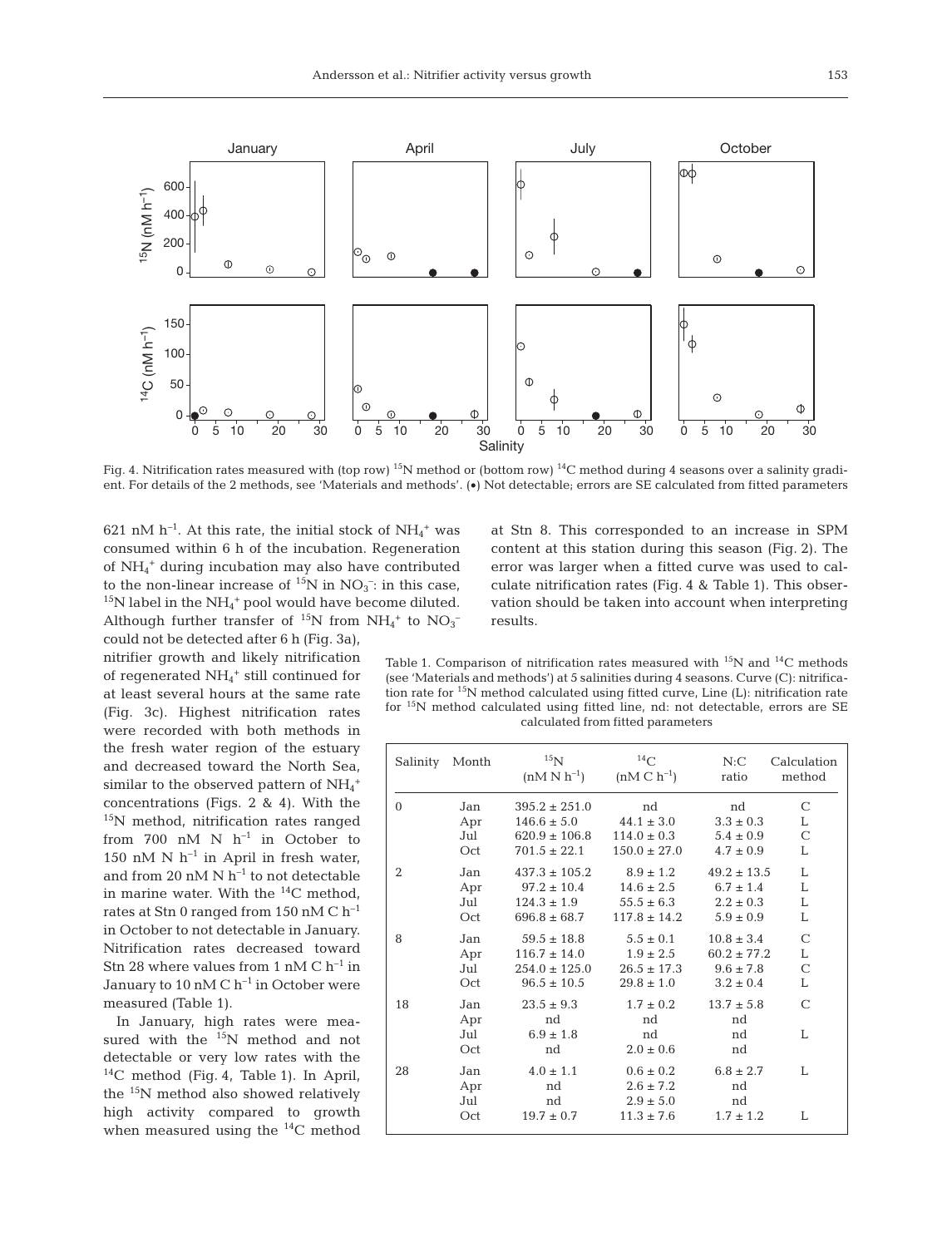Fig. 4. Nitrification rates measured with (top row) $^{15}N$ method or (bottom row) $^{14}C$ method during 4 seasons over a salinity gradient. For details of the 2 methods, see 'Materials and methods'. (•) Not detectable; errors are SE calculated from fitted parameters

621 nM $h^{-1}$. At this rate, the initial stock of $NH_4^+$ was consumed within 6 h of the incubation. Regeneration of $NH_4^+$ during incubation may also have contributed to the non-linear increase of $^{15}N$ in $NO_3^-$: in this case, $^{15}N$ label in the $NH_4^+$ pool would have become diluted. Although further transfer of $^{15}N$ from $NH_4^+$ to $NO_3^-$ could not be detected after 6 h (Fig. 3a), nitrifier growth and likely nitrification of regenerated $NH_4^+$ still continued for at least several hours at the same rate (Fig. 3c). Highest nitrification rates were recorded with both methods in the fresh water region of the estuary and decreased toward the North Sea, similar to the observed pattern of $NH_4^+$ concentrations (Figs. 2 & 4). With the $^{15}N$ method, nitrification rates ranged from 700 nM N $h^{-1}$ in October to 150 nM N $h^{-1}$ in April in fresh water, and from 20 nM N $h^{-1}$ to not detectable in marine water. With the $^{14}C$ method, rates at Stn 0 ranged from 150 nM C $h^{-1}$ in October to not detectable in January. Nitrification rates decreased toward Stn 28 where values from 1 nM C $h^{-1}$ in January to 10 nM C $h^{-1}$ in October were measured (Table 1).

In January, high rates were measured with the $^{15}N$ method and not detectable or very low rates with the $^{14}C$ method (Fig. 4, Table 1). In April, the $^{15}N$ method also showed relatively high activity compared to growth when measured using the $^{14}C$ method at Stn 8. This corresponded to an increase in SPM content at this station during this season (Fig. 2). The error was larger when a fitted curve was used to calculate nitrification rates (Fig. 4 & Table 1). This observation should be taken into account when interpreting results.

Table 1. Comparison of nitrification rates measured with $^{15}N$ and $^{14}C$ methods (see 'Materials and methods') at 5 salinities during 4 seasons. Curve (C): nitrification rate for $^{15}N$ method calculated using fitted curve, Line (L): nitrification rate for $^{15}N$ method calculated using fitted line, nd: not detectable, errors are SE calculated from fitted parameters

| Salinity | Month | $^{15}N$ (nM N $h^{-1}$) | $^{14}C$ (nM C $h^{-1}$) | N:C ratio | Calculation method |
|---|---|---|---|---|---|
| 0 | Jan | 395.2 ± 251.0 | nd | nd | C |
| | Apr | 146.6 ± 5.0 | 44.1 ± 3.0 | 3.3 ± 0.3 | L |
| | Jul | 620.9 ± 106.8 | 114.0 ± 0.3 | 5.4 ± 0.9 | C |
| | Oct | 701.5 ± 22.1 | 150.0 ± 27.0 | 4.7 ± 0.9 | L |
| 2 | Jan | 437.3 ± 105.2 | 8.9 ± 1.2 | 49.2 ± 13.5 | L |
| | Apr | 97.2 ± 10.4 | 14.6 ± 2.5 | 6.7 ± 1.4 | L |
| | Jul | 124.3 ± 1.9 | 55.5 ± 6.3 | 2.2 ± 0.3 | L |
| | Oct | 696.8 ± 68.7 | 117.8 ± 14.2 | 5.9 ± 0.9 | L |
| 8 | Jan | 59.5 ± 18.8 | 5.5 ± 0.1 | 10.8 ± 3.4 | C |
| | Apr | 116.7 ± 14.0 | 1.9 ± 2.5 | 60.2 ± 77.2 | L |
| | Jul | 254.0 ± 125.0 | 26.5 ± 17.3 | 9.6 ± 7.8 | C |
| | Oct | 96.5 ± 10.5 | 29.8 ± 1.0 | 3.2 ± 0.4 | L |
| 18 | Jan | 23.5 ± 9.3 | 1.7 ± 0.2 | 13.7 ± 5.8 | C |
| | Apr | nd | nd | nd | |
| | Jul | 6.9 ± 1.8 | nd | nd | L |
| | Oct | nd | 2.0 ± 0.6 | nd | |
| 28 | Jan | 4.0 ± 1.1 | 0.6 ± 0.2 | 6.8 ± 2.7 | L |
| | Apr | nd | 2.6 ± 7.2 | nd | |
| | Jul | nd | 2.9 ± 5.0 | nd | |
| | Oct | 19.7 ± 0.7 | 11.3 ± 7.6 | 1.7 ± 1.2 | L |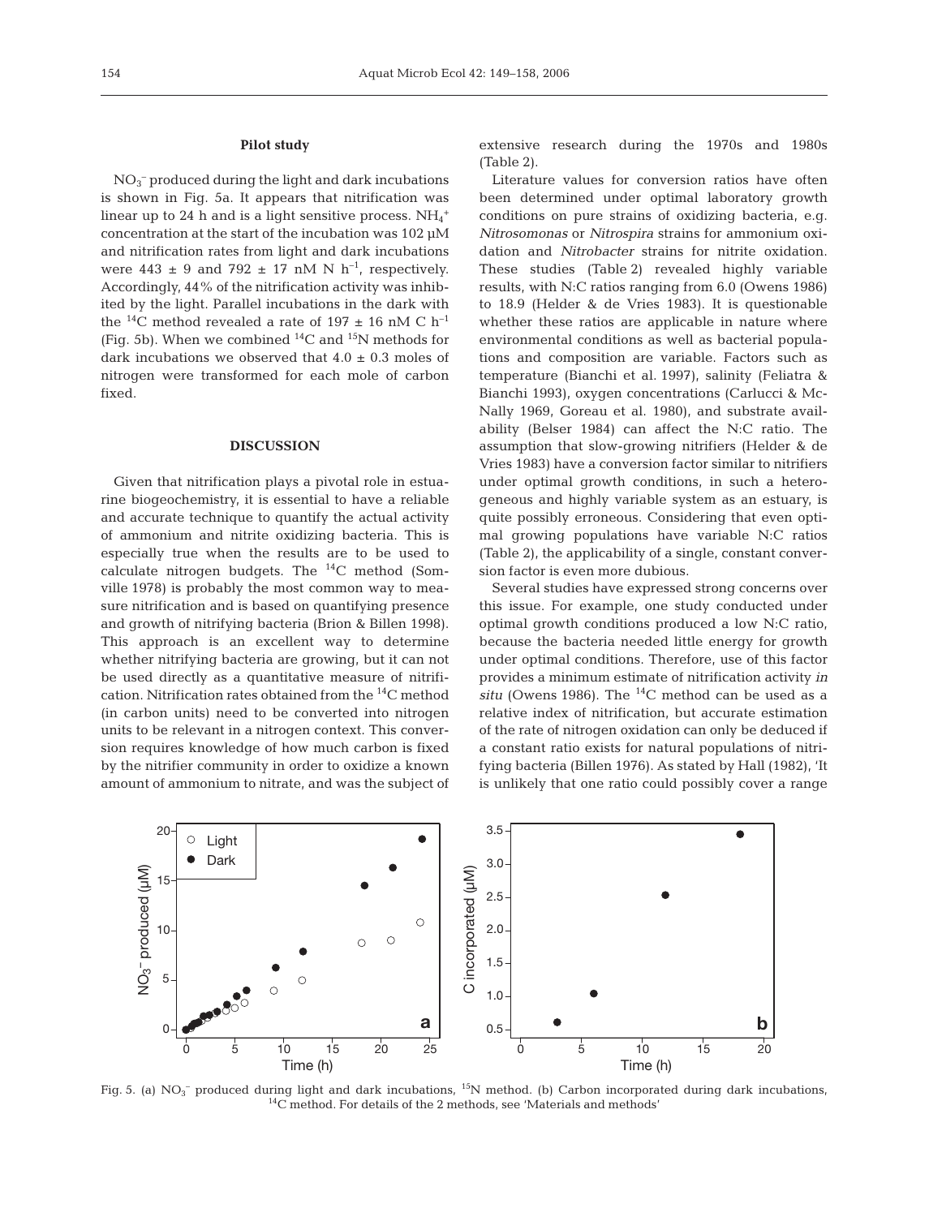### Pilot study

$NO_3^-$ produced during the light and dark incubations is shown in Fig. 5a. It appears that nitrification was linear up to 24 h and is a light sensitive process. $NH_4^+$ concentration at the start of the incubation was 102 µM and nitrification rates from light and dark incubations were 443 ± 9 and 792 ± 17 nM N $h^{-1}$, respectively. Accordingly, 44% of the nitrification activity was inhibited by the light. Parallel incubations in the dark with the $^{14}C$ method revealed a rate of 197 ± 16 nM C $h^{-1}$ (Fig. 5b). When we combined $^{14}C$ and $^{15}N$ methods for dark incubations we observed that 4.0 ± 0.3 moles of nitrogen were transformed for each mole of carbon fixed.

## DISCUSSION

Given that nitrification plays a pivotal role in estuarine biogeochemistry, it is essential to have a reliable and accurate technique to quantify the actual activity of ammonium and nitrite oxidizing bacteria. This is especially true when the results are to be used to calculate nitrogen budgets. The $^{14}C$ method (Somville 1978) is probably the most common way to measure nitrification and is based on quantifying presence and growth of nitrifying bacteria (Brion & Billen 1998). This approach is an excellent way to determine whether nitrifying bacteria are growing, but it can not be used directly as a quantitative measure of nitrification. Nitrification rates obtained from the $^{14}C$ method (in carbon units) need to be converted into nitrogen units to be relevant in a nitrogen context. This conversion requires knowledge of how much carbon is fixed by the nitrifier community in order to oxidize a known amount of ammonium to nitrate, and was the subject of extensive research during the 1970s and 1980s (Table 2).

Literature values for conversion ratios have often been determined under optimal laboratory growth conditions on pure strains of oxidizing bacteria, e.g. *Nitrosomonas* or *Nitrospira* strains for ammonium oxidation and *Nitrobacter* strains for nitrite oxidation. These studies (Table 2) revealed highly variable results, with N:C ratios ranging from 6.0 (Owens 1986) to 18.9 (Helder & de Vries 1983). It is questionable whether these ratios are applicable in nature where environmental conditions as well as bacterial populations and composition are variable. Factors such as temperature (Bianchi et al. 1997), salinity (Feliatra & Bianchi 1993), oxygen concentrations (Carlucci & McNally 1969, Goreau et al. 1980), and substrate availability (Belser 1984) can affect the N:C ratio. The assumption that slow-growing nitrifiers (Helder & de Vries 1983) have a conversion factor similar to nitrifiers under optimal growth conditions, in such a heterogeneous and highly variable system as an estuary, is quite possibly erroneous. Considering that even optimal growing populations have variable N:C ratios (Table 2), the applicability of a single, constant conversion factor is even more dubious.

Several studies have expressed strong concerns over this issue. For example, one study conducted under optimal growth conditions produced a low N:C ratio, because the bacteria needed little energy for growth under optimal conditions. Therefore, use of this factor provides a minimum estimate of nitrification activity *in situ* (Owens 1986). The $^{14}C$ method can be used as a relative index of nitrification, but accurate estimation of the rate of nitrogen oxidation can only be deduced if a constant ratio exists for natural populations of nitrifying bacteria (Billen 1976). As stated by Hall (1982), 'It is unlikely that one ratio could possibly cover a range

Fig. 5. (a) $NO_3^-$ produced during light and dark incubations, $^{15}N$ method. (b) Carbon incorporated during dark incubations, $^{14}C$ method. For details of the 2 methods, see 'Materials and methods'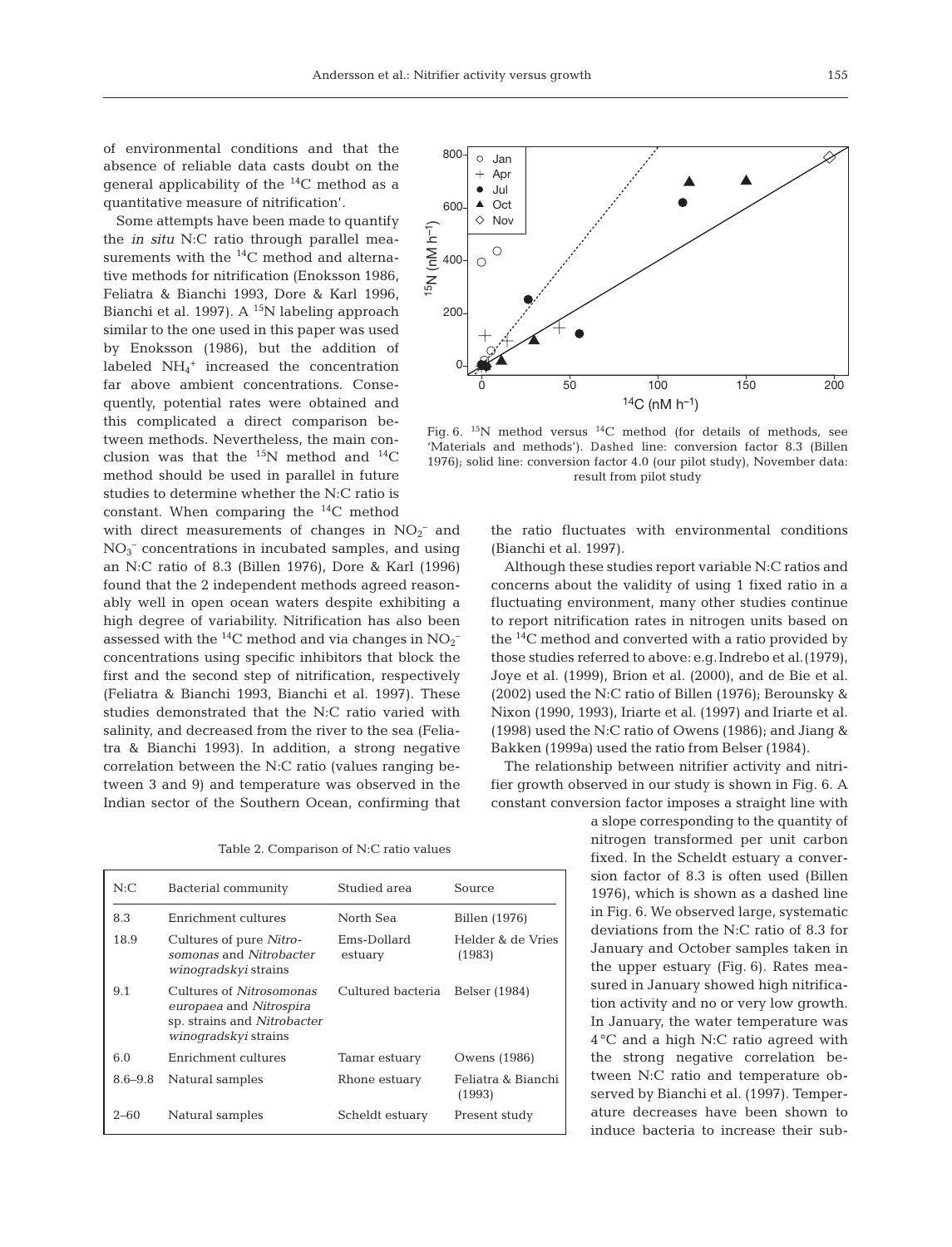of environmental conditions and that the absence of reliable data casts doubt on the general applicability of the $^{14}C$ method as a quantitative measure of nitrification'.

Some attempts have been made to quantify the *in situ* N:C ratio through parallel measurements with the $^{14}C$ method and alternative methods for nitrification (Enoksson 1986, Feliatra & Bianchi 1993, Dore & Karl 1996, Bianchi et al. 1997). A $^{15}N$ labeling approach similar to the one used in this paper was used by Enoksson (1986), but the addition of labeled $NH_4^+$ increased the concentration far above ambient concentrations. Consequently, potential rates were obtained and this complicated a direct comparison between methods. Nevertheless, the main conclusion was that the $^{15}N$ method and $^{14}C$ method should be used in parallel in future studies to determine whether the N:C ratio is constant. When comparing the $^{14}C$ method with direct measurements of changes in $NO_2^-$ and $NO_3^-$ concentrations in incubated samples, and using an N:C ratio of 8.3 (Billen 1976), Dore & Karl (1996) found that the 2 independent methods agreed reasonably well in open ocean waters despite exhibiting a high degree of variability. Nitrification has also been assessed with the $^{14}C$ method and via changes in $NO_2^-$ concentrations using specific inhibitors that block the first and the second step of nitrification, respectively (Feliatra & Bianchi 1993, Bianchi et al. 1997). These studies demonstrated that the N:C ratio varied with salinity, and decreased from the river to the sea (Feliatra & Bianchi 1993). In addition, a strong negative correlation between the N:C ratio (values ranging between 3 and 9) and temperature was observed in the Indian sector of the Southern Ocean, confirming that the ratio fluctuates with environmental conditions (Bianchi et al. 1997).

Fig. 6. $^{15}N$ method versus $^{14}C$ method (for details of methods, see 'Materials and methods'). Dashed line: conversion factor 8.3 (Billen 1976); solid line: conversion factor 4.0 (our pilot study), November data: result from pilot study

Table 2. Comparison of N:C ratio values

| N:C | Bacterial community | Studied area | Source |
|---|---|---|---|
| 8.3 | Enrichment cultures | North Sea | Billen (1976) |
| 18.9 | Cultures of pure *Nitrosomonas* and *Nitrobacter winogradskyi* strains | Ems-Dollard estuary | Helder & de Vries (1983) |
| 9.1 | Cultures of *Nitrosomonas europaea* and *Nitrospira* sp. strains and *Nitrobacter winogradskyi* strains | Cultured bacteria | Belser (1984) |
| 6.0 | Enrichment cultures | Tamar estuary | Owens (1986) |
| 8.6–9.8 | Natural samples | Rhone estuary | Feliatra & Bianchi (1993) |
| 2–60 | Natural samples | Scheldt estuary | Present study |

Although these studies report variable N:C ratios and concerns about the validity of using 1 fixed ratio in a fluctuating environment, many other studies continue to report nitrification rates in nitrogen units based on the $^{14}C$ method and converted with a ratio provided by those studies referred to above: e.g. Indrebo et al. (1979), Joye et al. (1999), Brion et al. (2000), and de Bie et al. (2002) used the N:C ratio of Billen (1976); Berounsky & Nixon (1990, 1993), Iriarte et al. (1997) and Iriarte et al. (1998) used the N:C ratio of Owens (1986); and Jiang & Bakken (1999a) used the ratio from Belser (1984).

The relationship between nitrifier activity and nitrifier growth observed in our study is shown in Fig. 6. A constant conversion factor imposes a straight line with a slope corresponding to the quantity of nitrogen transformed per unit carbon fixed. In the Scheldt estuary a conversion factor of 8.3 is often used (Billen 1976), which is shown as a dashed line in Fig. 6. We observed large, systematic deviations from the N:C ratio of 8.3 for January and October samples taken in the upper estuary (Fig. 6). Rates measured in January showed high nitrification activity and no or very low growth. In January, the water temperature was 4°C and a high N:C ratio agreed with the strong negative correlation between N:C ratio and temperature observed by Bianchi et al. (1997). Temperature decreases have been shown to induce bacteria to increase their sub-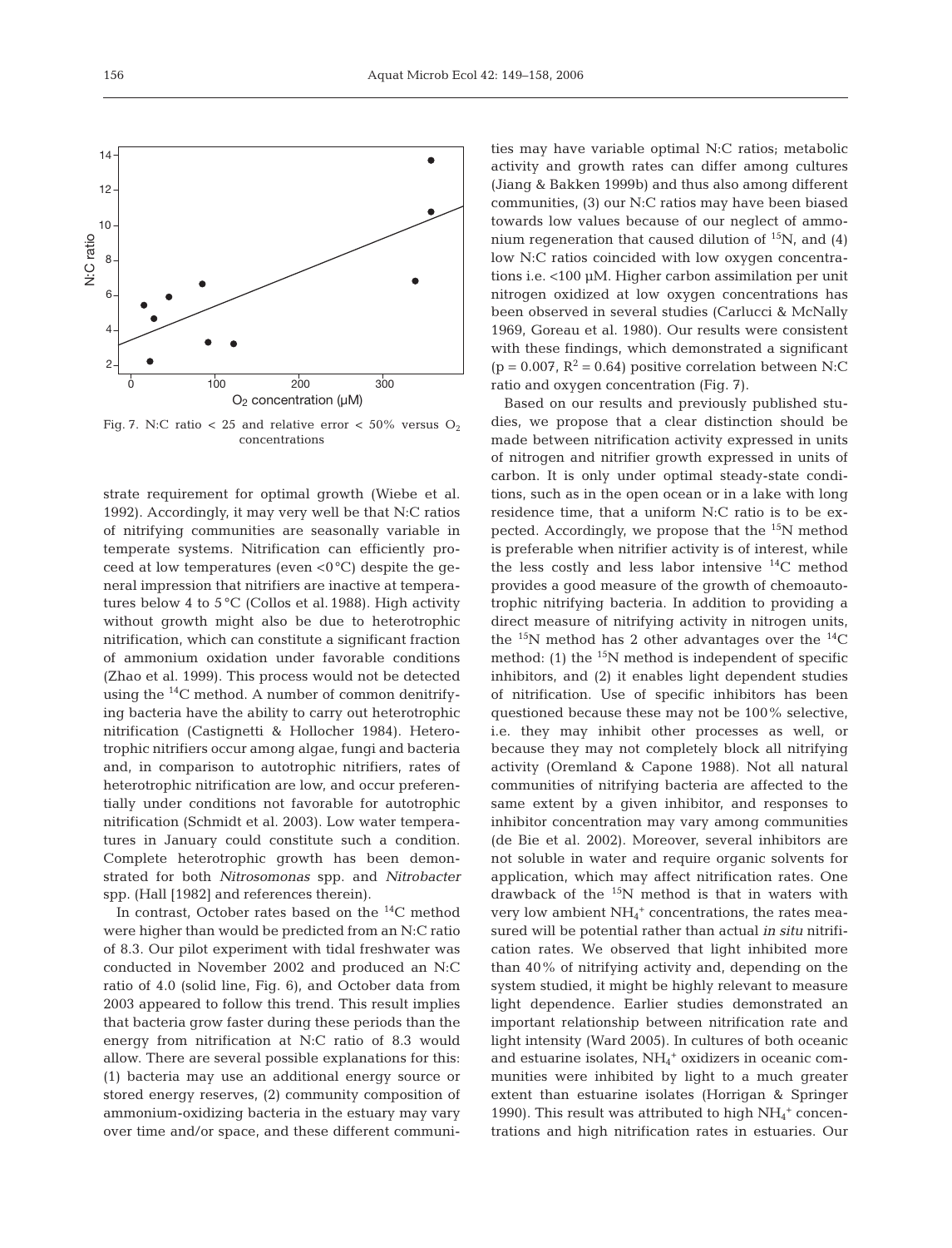Fig. 7. N:C ratio < 25 and relative error < 50% versus $O_2$ concentrations

strate requirement for optimal growth (Wiebe et al. 1992). Accordingly, it may very well be that N:C ratios of nitrifying communities are seasonally variable in temperate systems. Nitrification can efficiently proceed at low temperatures (even <0°C) despite the general impression that nitrifiers are inactive at temperatures below 4 to 5°C (Collos et al. 1988). High activity without growth might also be due to heterotrophic nitrification, which can constitute a significant fraction of ammonium oxidation under favorable conditions (Zhao et al. 1999). This process would not be detected using the $^{14}C$ method. A number of common denitrifying bacteria have the ability to carry out heterotrophic nitrification (Castignetti & Hollocher 1984). Heterotrophic nitrifiers occur among algae, fungi and bacteria and, in comparison to autotrophic nitrifiers, rates of heterotrophic nitrification are low, and occur preferentially under conditions not favorable for autotrophic nitrification (Schmidt et al. 2003). Low water temperatures in January could constitute such a condition. Complete heterotrophic growth has been demonstrated for both *Nitrosomonas* spp. and *Nitrobacter* spp. (Hall [1982] and references therein).

In contrast, October rates based on the $^{14}C$ method were higher than would be predicted from an N:C ratio of 8.3. Our pilot experiment with tidal freshwater was conducted in November 2002 and produced an N:C ratio of 4.0 (solid line, Fig. 6), and October data from 2003 appeared to follow this trend. This result implies that bacteria grow faster during these periods than the energy from nitrification at N:C ratio of 8.3 would allow. There are several possible explanations for this: (1) bacteria may use an additional energy source or stored energy reserves, (2) community composition of ammonium-oxidizing bacteria in the estuary may vary over time and/or space, and these different communities may have variable optimal N:C ratios; metabolic activity and growth rates can differ among cultures (Jiang & Bakken 1999b) and thus also among different communities, (3) our N:C ratios may have been biased towards low values because of our neglect of ammonium regeneration that caused dilution of $^{15}N$, and (4) low N:C ratios coincided with low oxygen concentrations i.e. <100 µM. Higher carbon assimilation per unit nitrogen oxidized at low oxygen concentrations has been observed in several studies (Carlucci & McNally 1969, Goreau et al. 1980). Our results were consistent with these findings, which demonstrated a significant ($p = 0.007$, $R^2 = 0.64$) positive correlation between N:C ratio and oxygen concentration (Fig. 7).

Based on our results and previously published studies, we propose that a clear distinction should be made between nitrification activity expressed in units of nitrogen and nitrifier growth expressed in units of carbon. It is only under optimal steady-state conditions, such as in the open ocean or in a lake with long residence time, that a uniform N:C ratio is to be expected. Accordingly, we propose that the $^{15}N$ method is preferable when nitrifier activity is of interest, while the less costly and less labor intensive $^{14}C$ method provides a good measure of the growth of chemoautotrophic nitrifying bacteria. In addition to providing a direct measure of nitrifying activity in nitrogen units, the $^{15}N$ method has 2 other advantages over the $^{14}C$ method: (1) the $^{15}N$ method is independent of specific inhibitors, and (2) it enables light dependent studies of nitrification. Use of specific inhibitors has been questioned because these may not be 100% selective, i.e. they may inhibit other processes as well, or because they may not completely block all nitrifying activity (Oremland & Capone 1988). Not all natural communities of nitrifying bacteria are affected to the same extent by a given inhibitor, and responses to inhibitor concentration may vary among communities (de Bie et al. 2002). Moreover, several inhibitors are not soluble in water and require organic solvents for application, which may affect nitrification rates. One drawback of the $^{15}N$ method is that in waters with very low ambient $NH_4^+$ concentrations, the rates measured will be potential rather than actual *in situ* nitrification rates. We observed that light inhibited more than 40% of nitrifying activity and, depending on the system studied, it might be highly relevant to measure light dependence. Earlier studies demonstrated an important relationship between nitrification rate and light intensity (Ward 2005). In cultures of both oceanic and estuarine isolates, $NH_4^+$ oxidizers in oceanic communities were inhibited by light to a much greater extent than estuarine isolates (Horrigan & Springer 1990). This result was attributed to high $NH_4^+$ concentrations and high nitrification rates in estuaries. Our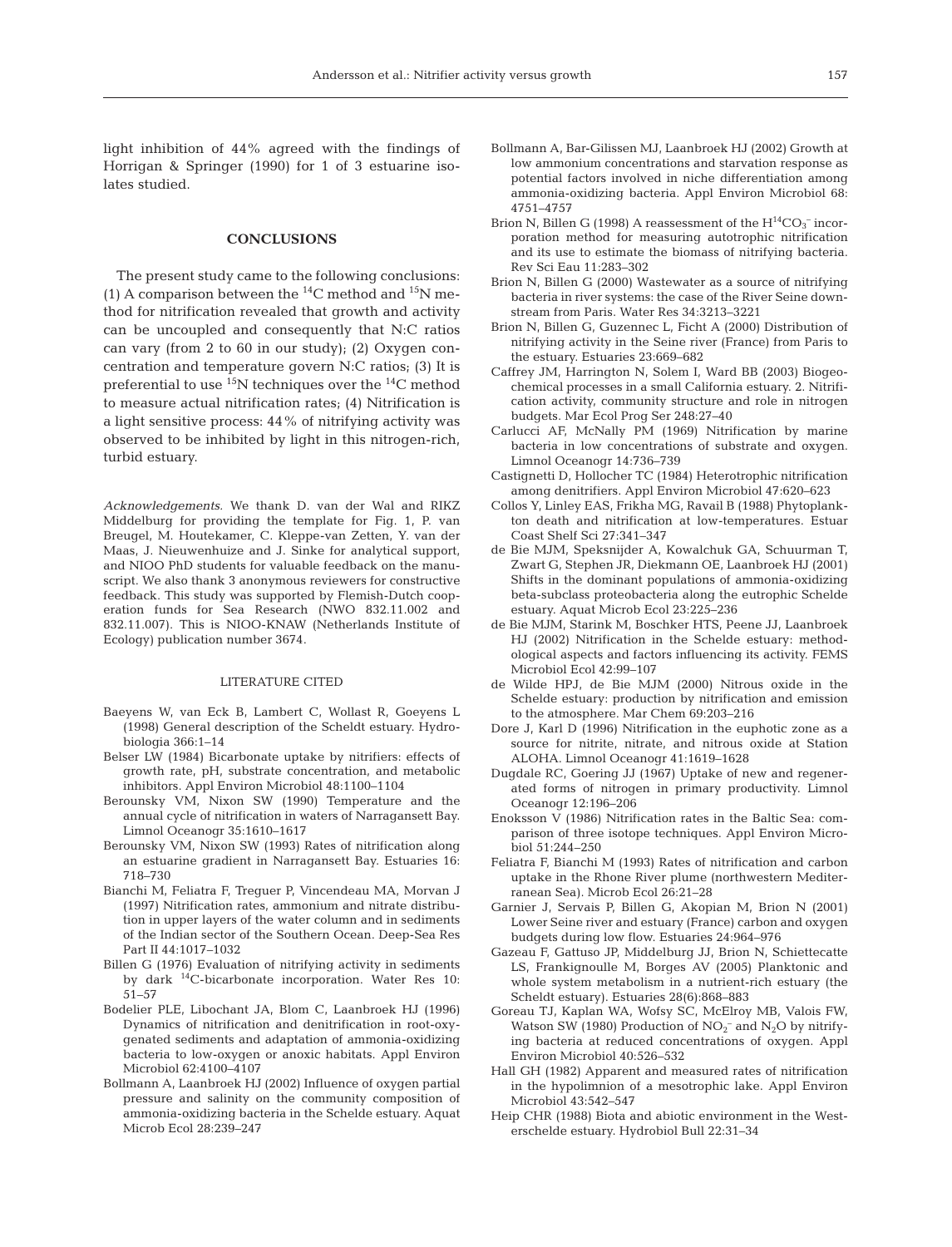light inhibition of 44% agreed with the findings of Horrigan & Springer (1990) for 1 of 3 estuarine isolates studied.

## CONCLUSIONS

The present study came to the following conclusions: (1) A comparison between the $^{14}C$ method and $^{15}N$ method for nitrification revealed that growth and activity can be uncoupled and consequently that N:C ratios can vary (from 2 to 60 in our study); (2) Oxygen concentration and temperature govern N:C ratios; (3) It is preferential to use $^{15}N$ techniques over the $^{14}C$ method to measure actual nitrification rates; (4) Nitrification is a light sensitive process: 44% of nitrifying activity was observed to be inhibited by light in this nitrogen-rich, turbid estuary.

*Acknowledgements.* We thank D. van der Wal and RIKZ Middelburg for providing the template for Fig. 1, P. van Breugel, M. Houtekamer, C. Kleppe-van Zetten, Y. van der Maas, J. Nieuwenhuize and J. Sinke for analytical support, and NIOO PhD students for valuable feedback on the manuscript. We also thank 3 anonymous reviewers for constructive feedback. This study was supported by Flemish-Dutch cooperation funds for Sea Research (NWO 832.11.002 and 832.11.007). This is NIOO-KNAW (Netherlands Institute of Ecology) publication number 3674.

## LITERATURE CITED

- Baeyens W, van Eck B, Lambert C, Wollast R, Goeyens L (1998) General description of the Scheldt estuary. Hydrobiologia 366:1–14
- Belser LW (1984) Bicarbonate uptake by nitrifiers: effects of growth rate, pH, substrate concentration, and metabolic inhibitors. Appl Environ Microbiol 48:1100–1104
- Berounsky VM, Nixon SW (1990) Temperature and the annual cycle of nitrification in waters of Narragansett Bay. Limnol Oceanogr 35:1610–1617
- Berounsky VM, Nixon SW (1993) Rates of nitrification along an estuarine gradient in Narragansett Bay. Estuaries 16: 718–730
- Bianchi M, Feliatra F, Treguer P, Vincendeau MA, Morvan J (1997) Nitrification rates, ammonium and nitrate distribution in upper layers of the water column and in sediments of the Indian sector of the Southern Ocean. Deep-Sea Res Part II 44:1017–1032
- Billen G (1976) Evaluation of nitrifying activity in sediments by dark $^{14}C$-bicarbonate incorporation. Water Res 10: 51–57
- Bodelier PLE, Libochant JA, Blom C, Laanbroek HJ (1996) Dynamics of nitrification and denitrification in root-oxygenated sediments and adaptation of ammonia-oxidizing bacteria to low-oxygen or anoxic habitats. Appl Environ Microbiol 62:4100–4107
- Bollmann A, Laanbroek HJ (2002) Influence of oxygen partial pressure and salinity on the community composition of ammonia-oxidizing bacteria in the Schelde estuary. Aquat Microb Ecol 28:239–247
- Bollmann A, Bar-Gilissen MJ, Laanbroek HJ (2002) Growth at low ammonium concentrations and starvation response as potential factors involved in niche differentiation among ammonia-oxidizing bacteria. Appl Environ Microbiol 68: 4751–4757
- Brion N, Billen G (1998) A reassessment of the $H^{14}CO_3^-$ incorporation method for measuring autotrophic nitrification and its use to estimate the biomass of nitrifying bacteria. Rev Sci Eau 11:283–302
- Brion N, Billen G (2000) Wastewater as a source of nitrifying bacteria in river systems: the case of the River Seine downstream from Paris. Water Res 34:3213–3221
- Brion N, Billen G, Guzennec L, Ficht A (2000) Distribution of nitrifying activity in the Seine river (France) from Paris to the estuary. Estuaries 23:669–682
- Caffrey JM, Harrington N, Solem I, Ward BB (2003) Biogeochemical processes in a small California estuary. 2. Nitrification activity, community structure and role in nitrogen budgets. Mar Ecol Prog Ser 248:27–40
- Carlucci AF, McNally PM (1969) Nitrification by marine bacteria in low concentrations of substrate and oxygen. Limnol Oceanogr 14:736–739
- Castignetti D, Hollocher TC (1984) Heterotrophic nitrification among denitrifiers. Appl Environ Microbiol 47:620–623
- Collos Y, Linley EAS, Frikha MG, Ravail B (1988) Phytoplankton death and nitrification at low-temperatures. Estuar Coast Shelf Sci 27:341–347
- de Bie MJM, Speksnijder A, Kowalchuk GA, Schuurman T, Zwart G, Stephen JR, Diekmann OE, Laanbroek HJ (2001) Shifts in the dominant populations of ammonia-oxidizing beta-subclass proteobacteria along the eutrophic Schelde estuary. Aquat Microb Ecol 23:225–236
- de Bie MJM, Starink M, Boschker HTS, Peene JJ, Laanbroek HJ (2002) Nitrification in the Schelde estuary: methodological aspects and factors influencing its activity. FEMS Microbiol Ecol 42:99–107
- de Wilde HPJ, de Bie MJM (2000) Nitrous oxide in the Schelde estuary: production by nitrification and emission to the atmosphere. Mar Chem 69:203–216
- Dore J, Karl D (1996) Nitrification in the euphotic zone as a source for nitrite, nitrate, and nitrous oxide at Station ALOHA. Limnol Oceanogr 41:1619–1628
- Dugdale RC, Goering JJ (1967) Uptake of new and regenerated forms of nitrogen in primary productivity. Limnol Oceanogr 12:196–206
- Enoksson V (1986) Nitrification rates in the Baltic Sea: comparison of three isotope techniques. Appl Environ Microbiol 51:244–250
- Feliatra F, Bianchi M (1993) Rates of nitrification and carbon uptake in the Rhone River plume (northwestern Mediterranean Sea). Microb Ecol 26:21–28
- Garnier J, Servais P, Billen G, Akopian M, Brion N (2001) Lower Seine river and estuary (France) carbon and oxygen budgets during low flow. Estuaries 24:964–976
- Gazeau F, Gattuso JP, Middelburg JJ, Brion N, Schiettecatte LS, Frankignoulle M, Borges AV (2005) Planktonic and whole system metabolism in a nutrient-rich estuary (the Scheldt estuary). Estuaries 28(6):868–883
- Goreau TJ, Kaplan WA, Wofsy SC, McElroy MB, Valois FW, Watson SW (1980) Production of $NO_2^-$ and $N_2O$ by nitrifying bacteria at reduced concentrations of oxygen. Appl Environ Microbiol 40:526–532
- Hall GH (1982) Apparent and measured rates of nitrification in the hypolimnion of a mesotrophic lake. Appl Environ Microbiol 43:542–547
- Heip CHR (1988) Biota and abiotic environment in the Westerschelde estuary. Hydrobiol Bull 22:31–34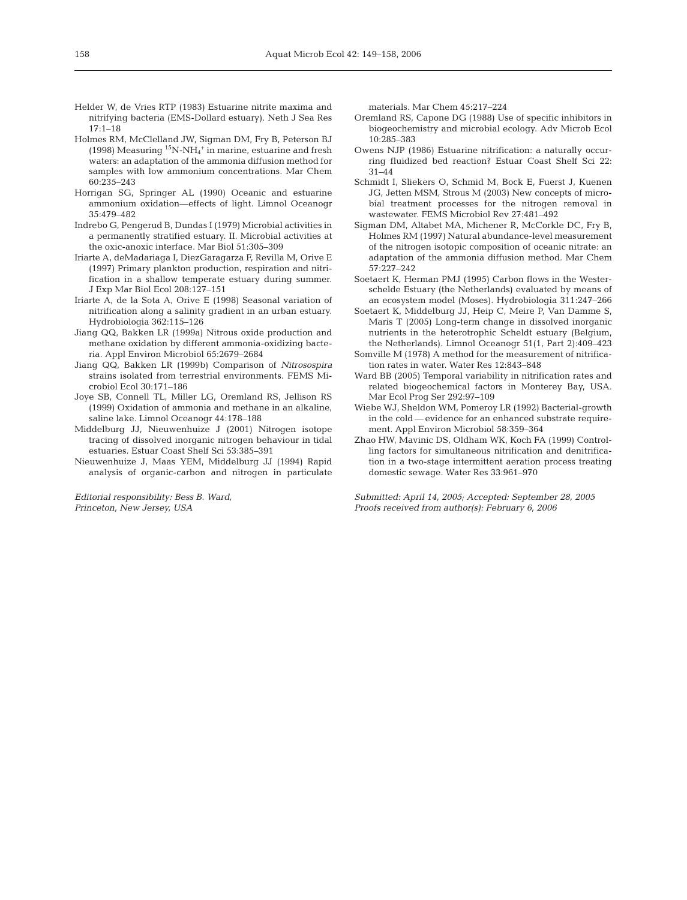Helder W, de Vries RTP (1983) Estuarine nitrite maxima and nitrifying bacteria (EMS-Dollard estuary). Neth J Sea Res 17:1–18

Holmes RM, McClelland JW, Sigman DM, Fry B, Peterson BJ (1998) Measuring $^{15}N-NH_4^+$ in marine, estuarine and fresh waters: an adaptation of the ammonia diffusion method for samples with low ammonium concentrations. Mar Chem 60:235–243

Horrigan SG, Springer AL (1990) Oceanic and estuarine ammonium oxidation—effects of light. Limnol Oceanogr 35:479–482

Indrebo G, Pengerud B, Dundas I (1979) Microbial activities in a permanently stratified estuary. II. Microbial activities at the oxic-anoxic interface. Mar Biol 51:305–309

Iriarte A, deMadariaga I, DiezGaragarza F, Revilla M, Orive E (1997) Primary plankton production, respiration and nitrification in a shallow temperate estuary during summer. J Exp Mar Biol Ecol 208:127–151

Iriarte A, de la Sota A, Orive E (1998) Seasonal variation of nitrification along a salinity gradient in an urban estuary. Hydrobiologia 362:115–126

Jiang QQ, Bakken LR (1999a) Nitrous oxide production and methane oxidation by different ammonia-oxidizing bacteria. Appl Environ Microbiol 65:2679–2684

Jiang QQ, Bakken LR (1999b) Comparison of *Nitrosospira* strains isolated from terrestrial environments. FEMS Microbiol Ecol 30:171–186

Joye SB, Connell TL, Miller LG, Oremland RS, Jellison RS (1999) Oxidation of ammonia and methane in an alkaline, saline lake. Limnol Oceanogr 44:178–188

Middelburg JJ, Nieuwenhuize J (2001) Nitrogen isotope tracing of dissolved inorganic nitrogen behaviour in tidal estuaries. Estuar Coast Shelf Sci 53:385–391

Nieuwenhuize J, Maas YEM, Middelburg JJ (1994) Rapid analysis of organic-carbon and nitrogen in particulate materials. Mar Chem 45:217–224

Oremland RS, Capone DG (1988) Use of specific inhibitors in biogeochemistry and microbial ecology. Adv Microb Ecol 10:285–383

Owens NJP (1986) Estuarine nitrification: a naturally occurring fluidized bed reaction? Estuar Coast Shelf Sci 22: 31–44

Schmidt I, Sliekers O, Schmid M, Bock E, Fuerst J, Kuenen JG, Jetten MSM, Strous M (2003) New concepts of microbial treatment processes for the nitrogen removal in wastewater. FEMS Microbiol Rev 27:481–492

Sigman DM, Altabet MA, Michener R, McCorkle DC, Fry B, Holmes RM (1997) Natural abundance-level measurement of the nitrogen isotopic composition of oceanic nitrate: an adaptation of the ammonia diffusion method. Mar Chem 57:227–242

Soetaert K, Herman PMJ (1995) Carbon flows in the Westerschelde Estuary (the Netherlands) evaluated by means of an ecosystem model (Moses). Hydrobiologia 311:247–266

Soetaert K, Middelburg JJ, Heip C, Meire P, Van Damme S, Maris T (2005) Long-term change in dissolved inorganic nutrients in the heterotrophic Scheldt estuary (Belgium, the Netherlands). Limnol Oceanogr 51(1, Part 2):409–423

Somville M (1978) A method for the measurement of nitrification rates in water. Water Res 12:843–848

Ward BB (2005) Temporal variability in nitrification rates and related biogeochemical factors in Monterey Bay, USA. Mar Ecol Prog Ser 292:97–109

Wiebe WJ, Sheldon WM, Pomeroy LR (1992) Bacterial-growth in the cold — evidence for an enhanced substrate requirement. Appl Environ Microbiol 58:359–364

Zhao HW, Mavinic DS, Oldham WK, Koch FA (1999) Controlling factors for simultaneous nitrification and denitrification in a two-stage intermittent aeration process treating domestic sewage. Water Res 33:961–970

*Editorial responsibility: Bess B. Ward, Princeton, New Jersey, USA*

*Submitted: April 14, 2005; Accepted: September 28, 2005*
*Proofs received from author(s): February 6, 2006*